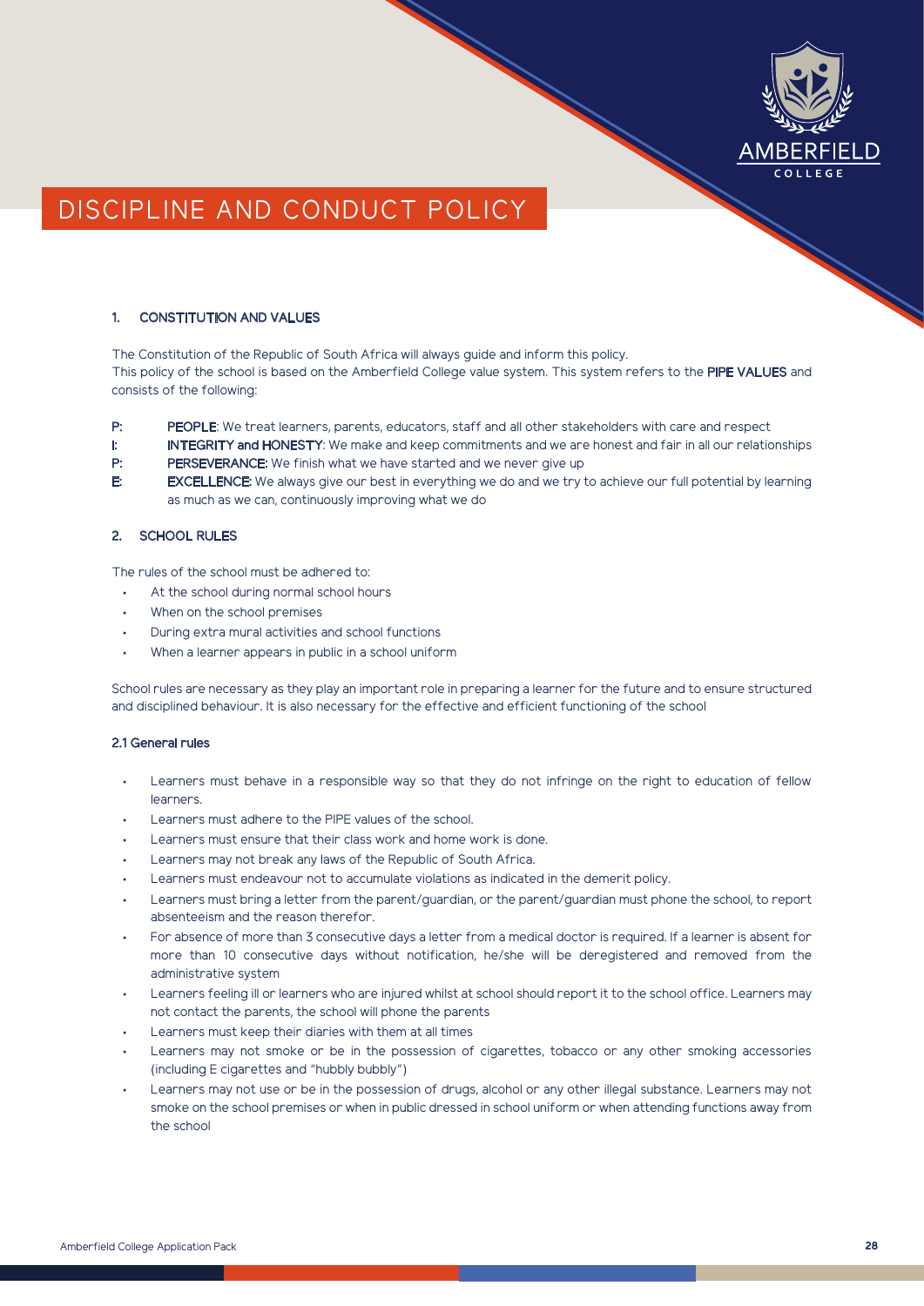# DISCIPLINE AND CONDUCT POLICY

## 1. CONSTITUTION AND VALUES

The Constitution of the Republic of South Africa will always guide and inform this policy.
This policy of the school is based on the Amberfield College value system. This system refers to the **PIPE VALUES** and consists of the following:

- **P: PEOPLE**: We treat learners, parents, educators, staff and all other stakeholders with care and respect
- **I: INTEGRITY and HONESTY**: We make and keep commitments and we are honest and fair in all our relationships
- **P: PERSEVERANCE:** We finish what we have started and we never give up
- **E: EXCELLENCE:** We always give our best in everything we do and we try to achieve our full potential by learning as much as we can, continuously improving what we do

## 2. SCHOOL RULES

The rules of the school must be adhered to:

- At the school during normal school hours
- When on the school premises
- During extra mural activities and school functions
- When a learner appears in public in a school uniform

School rules are necessary as they play an important role in preparing a learner for the future and to ensure structured and disciplined behaviour. It is also necessary for the effective and efficient functioning of the school

### 2.1 General rules

- Learners must behave in a responsible way so that they do not infringe on the right to education of fellow learners.
- Learners must adhere to the PIPE values of the school.
- Learners must ensure that their class work and home work is done.
- Learners may not break any laws of the Republic of South Africa.
- Learners must endeavour not to accumulate violations as indicated in the demerit policy.
- Learners must bring a letter from the parent/guardian, or the parent/guardian must phone the school, to report absenteeism and the reason therefor.
- For absence of more than 3 consecutive days a letter from a medical doctor is required. If a learner is absent for more than 10 consecutive days without notification, he/she will be deregistered and removed from the administrative system
- Learners feeling ill or learners who are injured whilst at school should report it to the school office. Learners may not contact the parents, the school will phone the parents
- Learners must keep their diaries with them at all times
- Learners may not smoke or be in the possession of cigarettes, tobacco or any other smoking accessories (including E cigarettes and "hubbly bubbly")
- Learners may not use or be in the possession of drugs, alcohol or any other illegal substance. Learners may not smoke on the school premises or when in public dressed in school uniform or when attending functions away from the school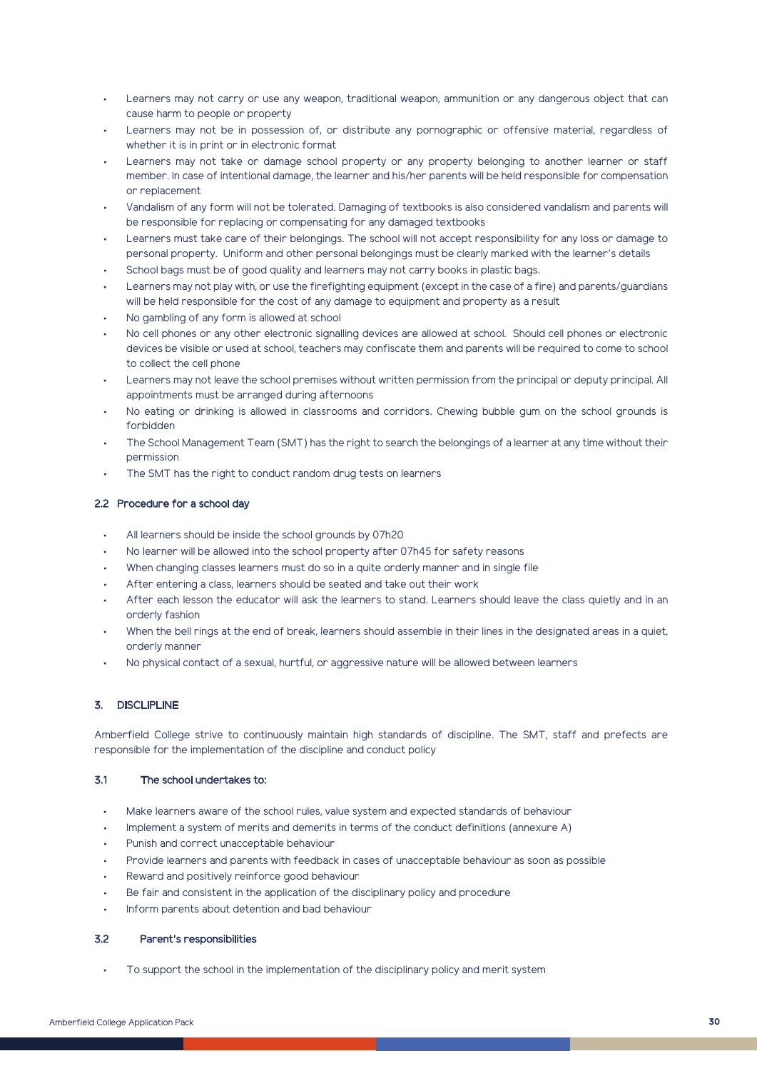- Learners may not carry or use any weapon, traditional weapon, ammunition or any dangerous object that can cause harm to people or property
- Learners may not be in possession of, or distribute any pornographic or offensive material, regardless of whether it is in print or in electronic format
- Learners may not take or damage school property or any property belonging to another learner or staff member. In case of intentional damage, the learner and his/her parents will be held responsible for compensation or replacement
- Vandalism of any form will not be tolerated. Damaging of textbooks is also considered vandalism and parents will be responsible for replacing or compensating for any damaged textbooks
- Learners must take care of their belongings. The school will not accept responsibility for any loss or damage to personal property. Uniform and other personal belongings must be clearly marked with the learner's details
- School bags must be of good quality and learners may not carry books in plastic bags.
- Learners may not play with, or use the firefighting equipment (except in the case of a fire) and parents/guardians will be held responsible for the cost of any damage to equipment and property as a result
- No gambling of any form is allowed at school
- No cell phones or any other electronic signalling devices are allowed at school. Should cell phones or electronic devices be visible or used at school, teachers may confiscate them and parents will be required to come to school to collect the cell phone
- Learners may not leave the school premises without written permission from the principal or deputy principal. All appointments must be arranged during afternoons
- No eating or drinking is allowed in classrooms and corridors. Chewing bubble gum on the school grounds is forbidden
- The School Management Team (SMT) has the right to search the belongings of a learner at any time without their permission
- The SMT has the right to conduct random drug tests on learners

### 2.2 Procedure for a school day

- All learners should be inside the school grounds by 07h20
- No learner will be allowed into the school property after 07h45 for safety reasons
- When changing classes learners must do so in a quite orderly manner and in single file
- After entering a class, learners should be seated and take out their work
- After each lesson the educator will ask the learners to stand. Learners should leave the class quietly and in an orderly fashion
- When the bell rings at the end of break, learners should assemble in their lines in the designated areas in a quiet, orderly manner
- No physical contact of a sexual, hurtful, or aggressive nature will be allowed between learners

## 3. DISCLIPLINE

Amberfield College strive to continuously maintain high standards of discipline. The SMT, staff and prefects are responsible for the implementation of the discipline and conduct policy

### 3.1 The school undertakes to:

- Make learners aware of the school rules, value system and expected standards of behaviour
- Implement a system of merits and demerits in terms of the conduct definitions (annexure A)
- Punish and correct unacceptable behaviour
- Provide learners and parents with feedback in cases of unacceptable behaviour as soon as possible
- Reward and positively reinforce good behaviour
- Be fair and consistent in the application of the disciplinary policy and procedure
- Inform parents about detention and bad behaviour

### 3.2 Parent's responsibilities

- To support the school in the implementation of the disciplinary policy and merit system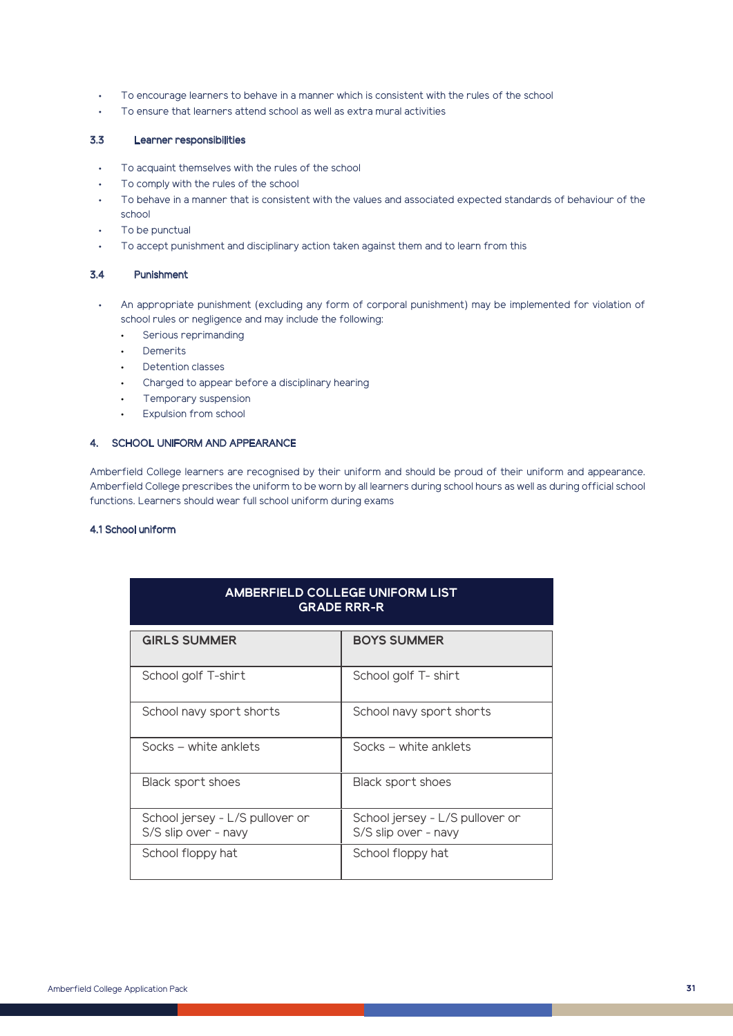- To encourage learners to behave in a manner which is consistent with the rules of the school
- To ensure that learners attend school as well as extra mural activities

### 3.3 Learner responsibilities

- To acquaint themselves with the rules of the school
- To comply with the rules of the school
- To behave in a manner that is consistent with the values and associated expected standards of behaviour of the school
- To be punctual
- To accept punishment and disciplinary action taken against them and to learn from this

### 3.4 Punishment

- An appropriate punishment (excluding any form of corporal punishment) may be implemented for violation of school rules or negligence and may include the following:
  - Serious reprimanding
  - Demerits
  - Detention classes
  - Charged to appear before a disciplinary hearing
  - Temporary suspension
  - Expulsion from school

## 4. SCHOOL UNIFORM AND APPEARANCE

Amberfield College learners are recognised by their uniform and should be proud of their uniform and appearance. Amberfield College prescribes the uniform to be worn by all learners during school hours as well as during official school functions. Learners should wear full school uniform during exams

### 4.1 School uniform

| AMBERFIELD COLLEGE UNIFORM LIST GRADE RRR-R | |
|---|---|
| **GIRLS SUMMER** | **BOYS SUMMER** |
| School golf T-shirt | School golf T- shirt |
| School navy sport shorts | School navy sport shorts |
| Socks – white anklets | Socks – white anklets |
| Black sport shoes | Black sport shoes |
| School jersey - L/S pullover or S/S slip over - navy | School jersey - L/S pullover or S/S slip over - navy |
| School floppy hat | School floppy hat |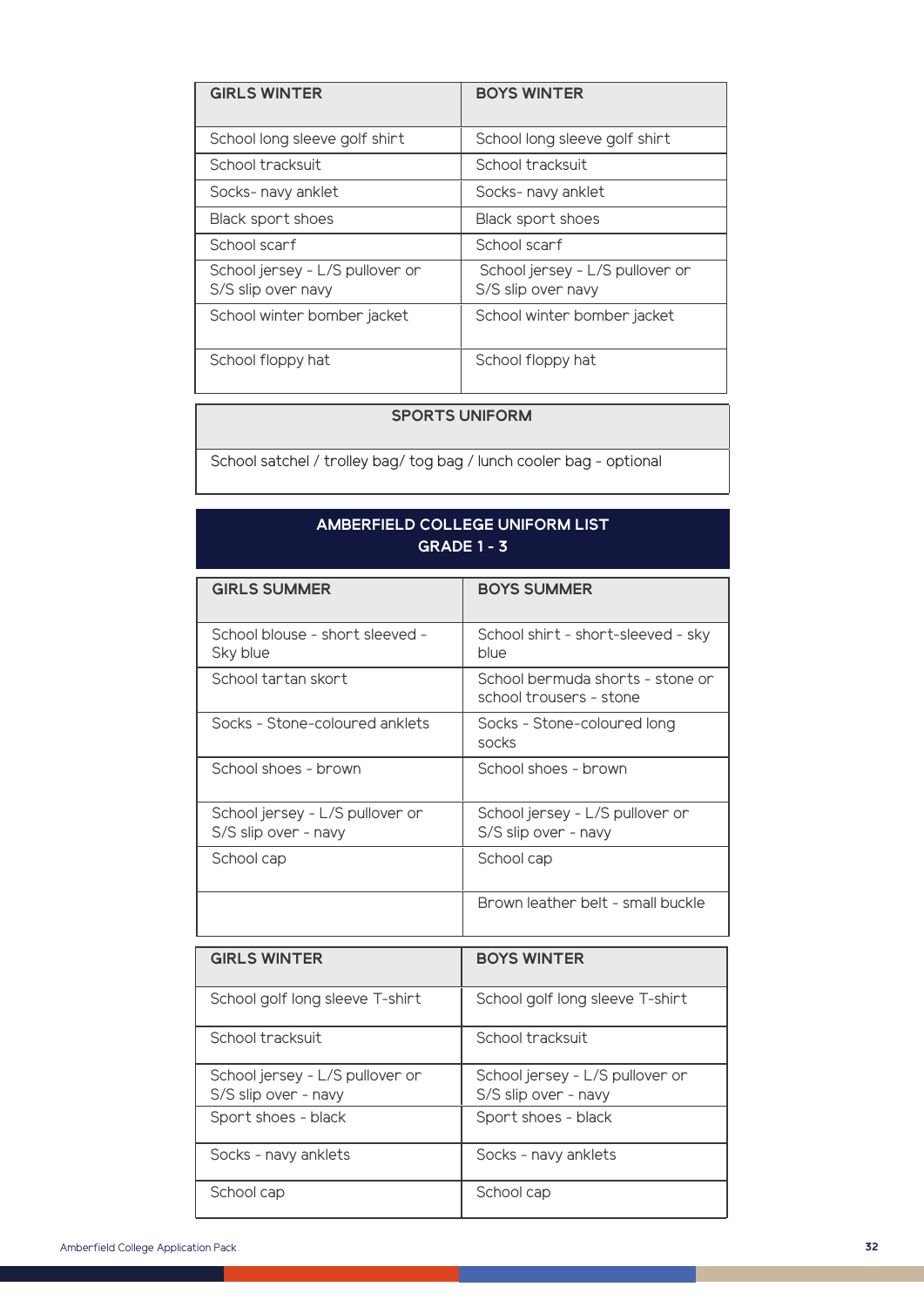| GIRLS WINTER | BOYS WINTER |
|---|---|
| School long sleeve golf shirt | School long sleeve golf shirt |
| School tracksuit | School tracksuit |
| Socks- navy anklet | Socks- navy anklet |
| Black sport shoes | Black sport shoes |
| School scarf | School scarf |
| School jersey - L/S pullover or S/S slip over navy | School jersey - L/S pullover or S/S slip over navy |
| School winter bomber jacket | School winter bomber jacket |
| School floppy hat | School floppy hat |

| SPORTS UNIFORM |
|---|
| School satchel / trolley bag/ tog bag / lunch cooler bag - optional |

## AMBERFIELD COLLEGE UNIFORM LIST GRADE 1 - 3

| GIRLS SUMMER | BOYS SUMMER |
|---|---|
| School blouse - short sleeved - Sky blue | School shirt - short-sleeved - sky blue |
| School tartan skort | School bermuda shorts - stone or school trousers - stone |
| Socks - Stone-coloured anklets | Socks - Stone-coloured long socks |
| School shoes - brown | School shoes - brown |
| School jersey - L/S pullover or S/S slip over - navy | School jersey - L/S pullover or S/S slip over - navy |
| School cap | School cap |
| | Brown leather belt - small buckle |

| GIRLS WINTER | BOYS WINTER |
|---|---|
| School golf long sleeve T-shirt | School golf long sleeve T-shirt |
| School tracksuit | School tracksuit |
| School jersey - L/S pullover or S/S slip over - navy | School jersey - L/S pullover or S/S slip over - navy |
| Sport shoes - black | Sport shoes - black |
| Socks - navy anklets | Socks - navy anklets |
| School cap | School cap |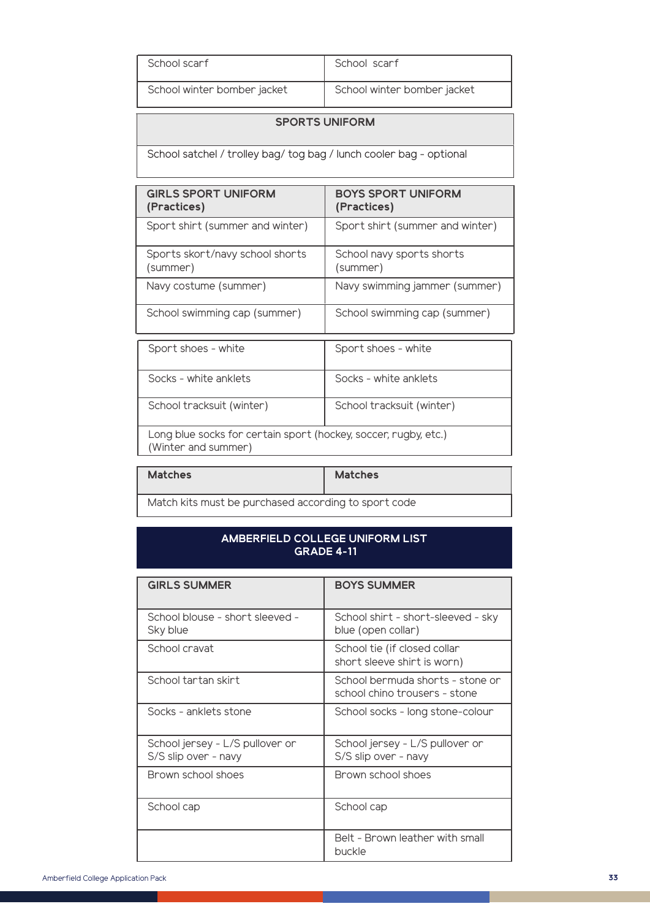| School scarf | School scarf |
|---|---|
| School winter bomber jacket | School winter bomber jacket |

| SPORTS UNIFORM |
|---|
| School satchel / trolley bag/ tog bag / lunch cooler bag - optional |

| GIRLS SPORT UNIFORM (Practices) | BOYS SPORT UNIFORM (Practices) |
|---|---|
| Sport shirt (summer and winter) | Sport shirt (summer and winter) |
| Sports skort/navy school shorts (summer) | School navy sports shorts (summer) |
| Navy costume (summer) | Navy swimming jammer (summer) |
| School swimming cap (summer) | School swimming cap (summer) |

| Sport shoes - white | Sport shoes - white |
|---|---|
| Socks - white anklets | Socks - white anklets |
| School tracksuit (winter) | School tracksuit (winter) |
| Long blue socks for certain sport (hockey, soccer, rugby, etc.) (Winter and summer) | |

| Matches | Matches |
|---|---|
| Match kits must be purchased according to sport code | |

## AMBERFIELD COLLEGE UNIFORM LIST GRADE 4-11

| GIRLS SUMMER | BOYS SUMMER |
|---|---|
| School blouse - short sleeved - Sky blue | School shirt - short-sleeved - sky blue (open collar) |
| School cravat | School tie (if closed collar short sleeve shirt is worn) |
| School tartan skirt | School bermuda shorts - stone or school chino trousers - stone |
| Socks - anklets stone | School socks - long stone-colour |
| School jersey - L/S pullover or S/S slip over - navy | School jersey - L/S pullover or S/S slip over - navy |
| Brown school shoes | Brown school shoes |
| School cap | School cap |
| | Belt - Brown leather with small buckle |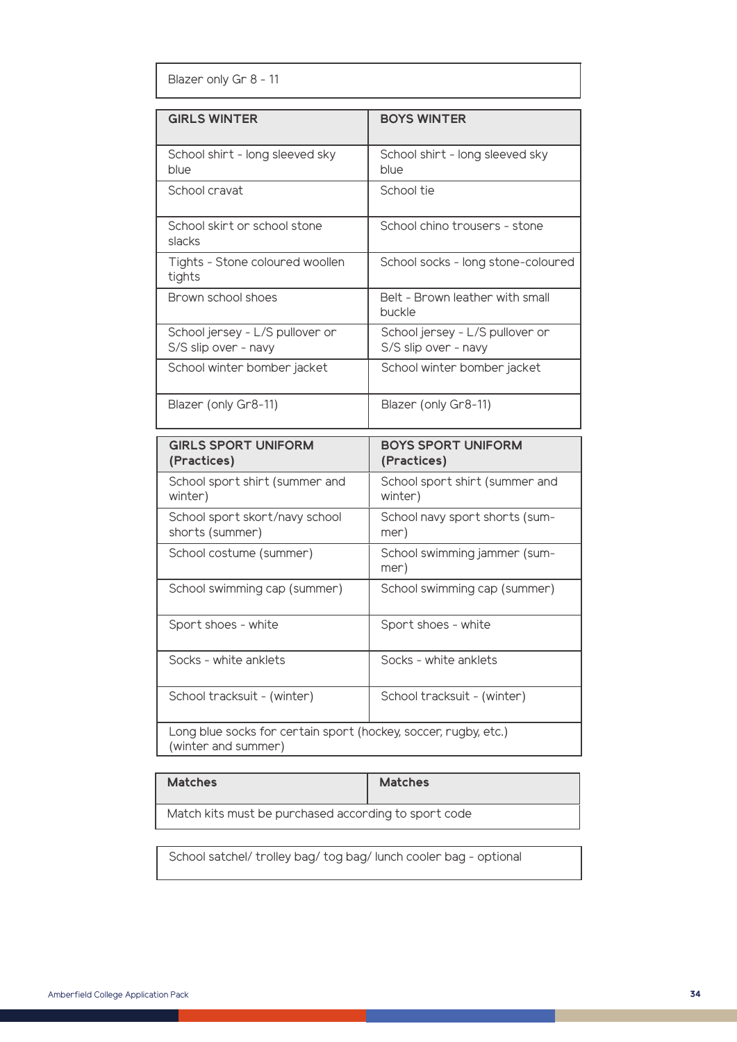| Blazer only Gr 8 - 11 |
| --- |

| GIRLS WINTER | BOYS WINTER |
| --- | --- |
| School shirt - long sleeved sky blue | School shirt - long sleeved sky blue |
| School cravat | School tie |
| School skirt or school stone slacks | School chino trousers - stone |
| Tights - Stone coloured woollen tights | School socks - long stone-coloured |
| Brown school shoes | Belt - Brown leather with small buckle |
| School jersey - L/S pullover or S/S slip over - navy | School jersey - L/S pullover or S/S slip over - navy |
| School winter bomber jacket | School winter bomber jacket |
| Blazer (only Gr8-11) | Blazer (only Gr8-11) |

| GIRLS SPORT UNIFORM (Practices) | BOYS SPORT UNIFORM (Practices) |
| --- | --- |
| School sport shirt (summer and winter) | School sport shirt (summer and winter) |
| School sport skort/navy school shorts (summer) | School navy sport shorts (summer) |
| School costume (summer) | School swimming jammer (summer) |
| School swimming cap (summer) | School swimming cap (summer) |
| Sport shoes - white | Sport shoes - white |
| Socks - white anklets | Socks - white anklets |
| School tracksuit - (winter) | School tracksuit - (winter) |
| Long blue socks for certain sport (hockey, soccer, rugby, etc.) (winter and summer) | |

| Matches | Matches |
| --- | --- |
| Match kits must be purchased according to sport code | |

| School satchel/ trolley bag/ tog bag/ lunch cooler bag - optional |
| --- |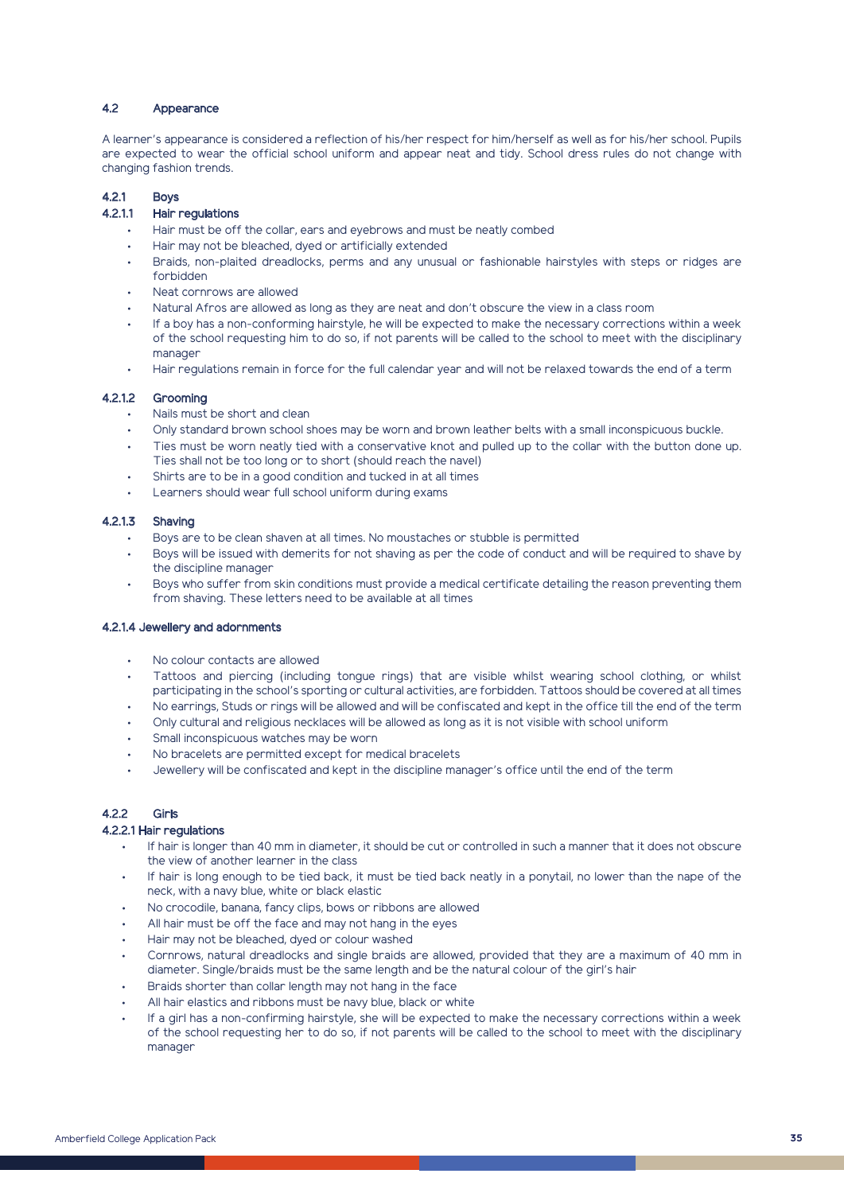## 4.2 Appearance

A learner's appearance is considered a reflection of his/her respect for him/herself as well as for his/her school. Pupils are expected to wear the official school uniform and appear neat and tidy. School dress rules do not change with changing fashion trends.

### 4.2.1 Boys

#### 4.2.1.1 Hair regulations

- Hair must be off the collar, ears and eyebrows and must be neatly combed
- Hair may not be bleached, dyed or artificially extended
- Braids, non-plaited dreadlocks, perms and any unusual or fashionable hairstyles with steps or ridges are forbidden
- Neat cornrows are allowed
- Natural Afros are allowed as long as they are neat and don't obscure the view in a class room
- If a boy has a non-conforming hairstyle, he will be expected to make the necessary corrections within a week of the school requesting him to do so, if not parents will be called to the school to meet with the disciplinary manager
- Hair regulations remain in force for the full calendar year and will not be relaxed towards the end of a term

#### 4.2.1.2 Grooming

- Nails must be short and clean
- Only standard brown school shoes may be worn and brown leather belts with a small inconspicuous buckle.
- Ties must be worn neatly tied with a conservative knot and pulled up to the collar with the button done up. Ties shall not be too long or to short (should reach the navel)
- Shirts are to be in a good condition and tucked in at all times
- Learners should wear full school uniform during exams

#### 4.2.1.3 Shaving

- Boys are to be clean shaven at all times. No moustaches or stubble is permitted
- Boys will be issued with demerits for not shaving as per the code of conduct and will be required to shave by the discipline manager
- Boys who suffer from skin conditions must provide a medical certificate detailing the reason preventing them from shaving. These letters need to be available at all times

#### 4.2.1.4 Jewellery and adornments

- No colour contacts are allowed
- Tattoos and piercing (including tongue rings) that are visible whilst wearing school clothing, or whilst participating in the school's sporting or cultural activities, are forbidden. Tattoos should be covered at all times
- No earrings, Studs or rings will be allowed and will be confiscated and kept in the office till the end of the term
- Only cultural and religious necklaces will be allowed as long as it is not visible with school uniform
- Small inconspicuous watches may be worn
- No bracelets are permitted except for medical bracelets
- Jewellery will be confiscated and kept in the discipline manager's office until the end of the term

### 4.2.2 Girls

#### 4.2.2.1 Hair regulations

- If hair is longer than 40 mm in diameter, it should be cut or controlled in such a manner that it does not obscure the view of another learner in the class
- If hair is long enough to be tied back, it must be tied back neatly in a ponytail, no lower than the nape of the neck, with a navy blue, white or black elastic
- No crocodile, banana, fancy clips, bows or ribbons are allowed
- All hair must be off the face and may not hang in the eyes
- Hair may not be bleached, dyed or colour washed
- Cornrows, natural dreadlocks and single braids are allowed, provided that they are a maximum of 40 mm in diameter. Single/braids must be the same length and be the natural colour of the girl's hair
- Braids shorter than collar length may not hang in the face
- All hair elastics and ribbons must be navy blue, black or white
- If a girl has a non-confirming hairstyle, she will be expected to make the necessary corrections within a week of the school requesting her to do so, if not parents will be called to the school to meet with the disciplinary manager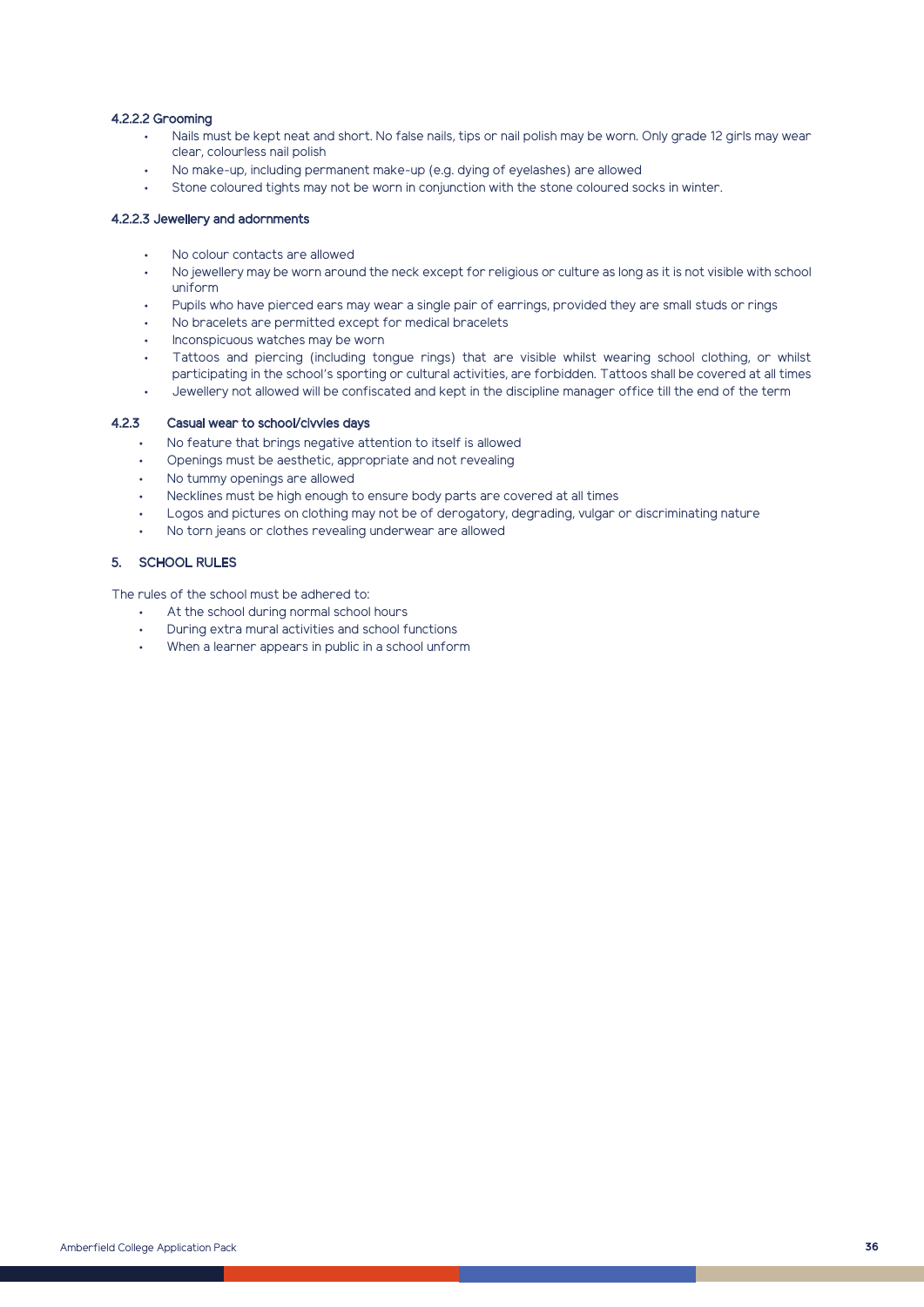#### 4.2.2.2 Grooming

- Nails must be kept neat and short. No false nails, tips or nail polish may be worn. Only grade 12 girls may wear clear, colourless nail polish
- No make-up, including permanent make-up (e.g. dying of eyelashes) are allowed
- Stone coloured tights may not be worn in conjunction with the stone coloured socks in winter.

#### 4.2.2.3 Jewellery and adornments

- No colour contacts are allowed
- No jewellery may be worn around the neck except for religious or culture as long as it is not visible with school uniform
- Pupils who have pierced ears may wear a single pair of earrings, provided they are small studs or rings
- No bracelets are permitted except for medical bracelets
- Inconspicuous watches may be worn
- Tattoos and piercing (including tongue rings) that are visible whilst wearing school clothing, or whilst participating in the school's sporting or cultural activities, are forbidden. Tattoos shall be covered at all times
- Jewellery not allowed will be confiscated and kept in the discipline manager office till the end of the term

### 4.2.3 Casual wear to school/civvies days

- No feature that brings negative attention to itself is allowed
- Openings must be aesthetic, appropriate and not revealing
- No tummy openings are allowed
- Necklines must be high enough to ensure body parts are covered at all times
- Logos and pictures on clothing may not be of derogatory, degrading, vulgar or discriminating nature
- No torn jeans or clothes revealing underwear are allowed

## 5. SCHOOL RULES

The rules of the school must be adhered to:

- At the school during normal school hours
- During extra mural activities and school functions
- When a learner appears in public in a school unform